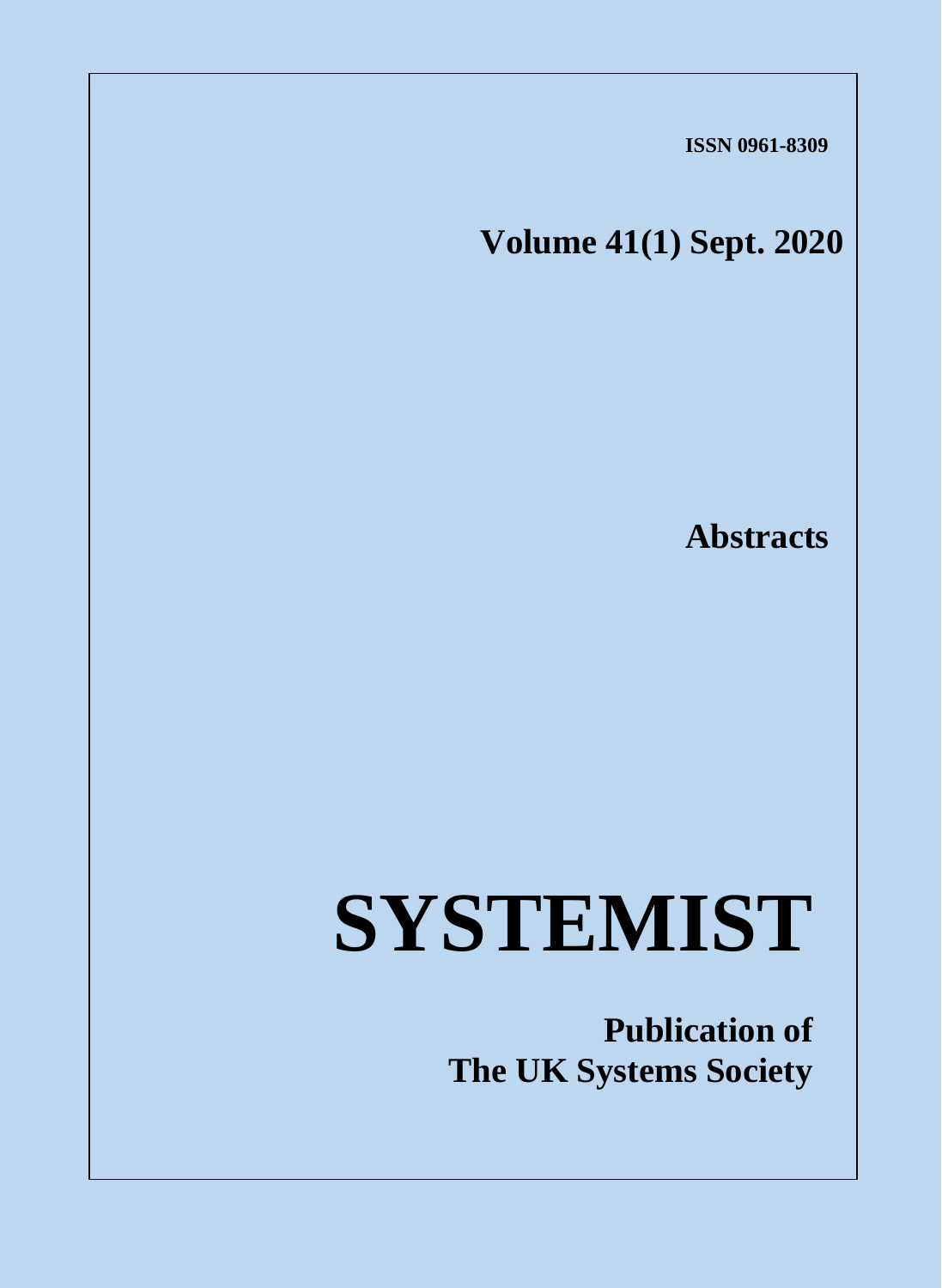ISSN 0961-8309

**Volume 41(1) Sept. 2020**

**Abstracts**

# SYSTEMIST

**Publication of**
**The UK Systems Society**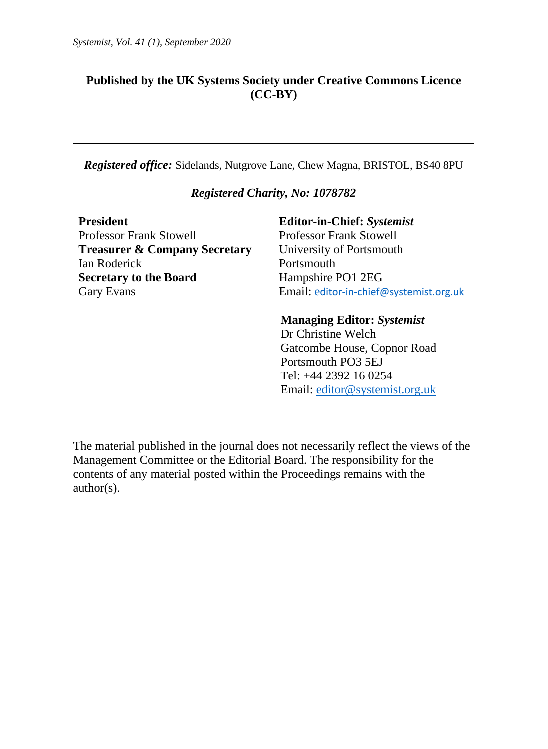**Published by the UK Systems Society under Creative Commons Licence (CC-BY)**

---

***Registered office:*** Sidelands, Nutgrove Lane, Chew Magna, BRISTOL, BS40 8PU

***Registered Charity, No: 1078782***

**President**
Professor Frank Stowell
**Treasurer & Company Secretary**
Ian Roderick
**Secretary to the Board**
Gary Evans

**Editor-in-Chief: *Systemist***
Professor Frank Stowell
University of Portsmouth
Portsmouth
Hampshire PO1 2EG
Email: editor-in-chief@systemist.org.uk

**Managing Editor: *Systemist***
Dr Christine Welch
Gatcombe House, Copnor Road
Portsmouth PO3 5EJ
Tel: +44 2392 16 0254
Email: editor@systemist.org.uk

The material published in the journal does not necessarily reflect the views of the Management Committee or the Editorial Board. The responsibility for the contents of any material posted within the Proceedings remains with the author(s).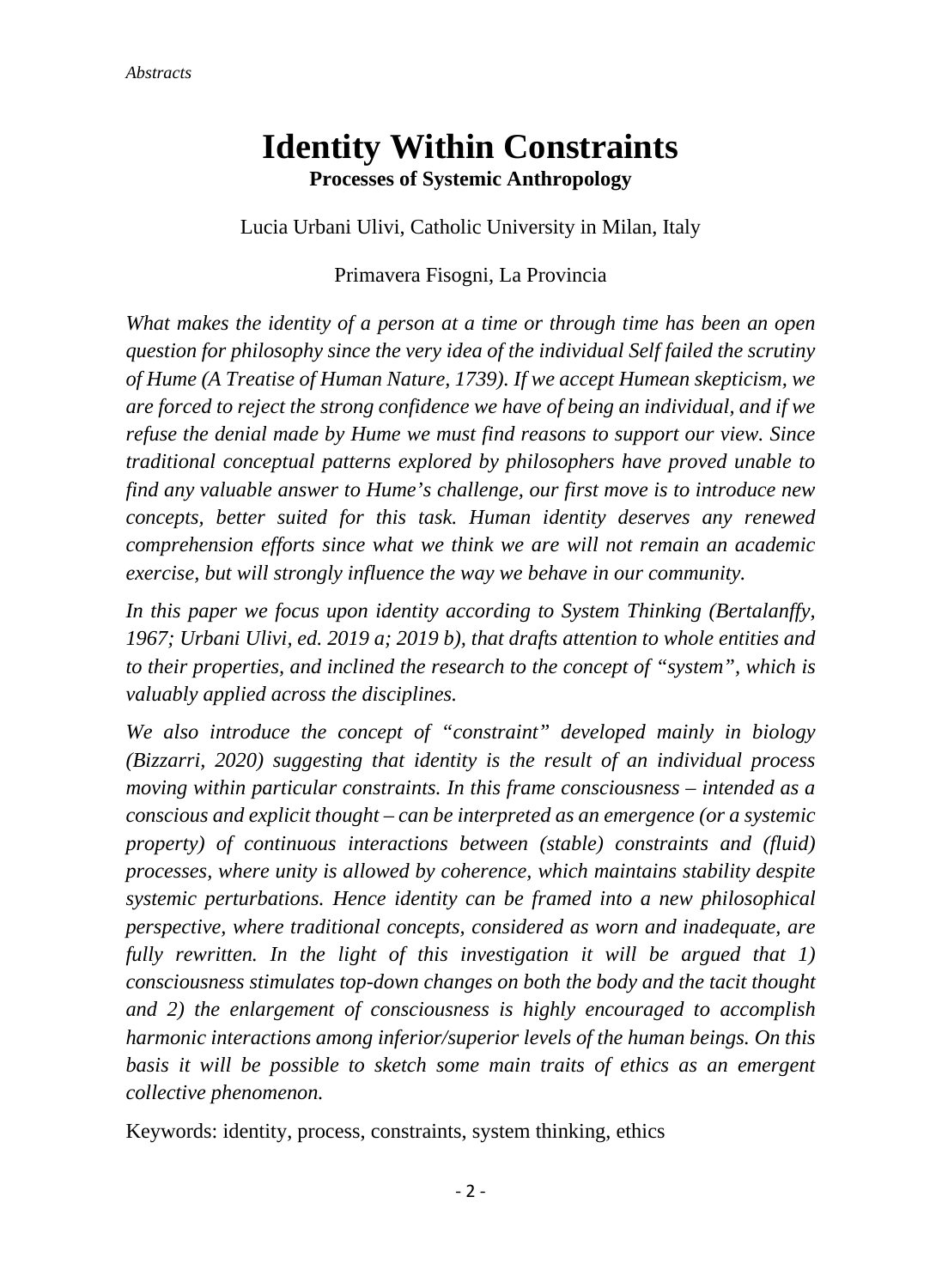# Identity Within Constraints

**Processes of Systemic Anthropology**

Lucia Urbani Ulivi, Catholic University in Milan, Italy

Primavera Fisogni, La Provincia

*What makes the identity of a person at a time or through time has been an open question for philosophy since the very idea of the individual Self failed the scrutiny of Hume (A Treatise of Human Nature, 1739). If we accept Humean skepticism, we are forced to reject the strong confidence we have of being an individual, and if we refuse the denial made by Hume we must find reasons to support our view. Since traditional conceptual patterns explored by philosophers have proved unable to find any valuable answer to Hume's challenge, our first move is to introduce new concepts, better suited for this task. Human identity deserves any renewed comprehension efforts since what we think we are will not remain an academic exercise, but will strongly influence the way we behave in our community.*

*In this paper we focus upon identity according to System Thinking (Bertalanffy, 1967; Urbani Ulivi, ed. 2019 a; 2019 b), that drafts attention to whole entities and to their properties, and inclined the research to the concept of "system", which is valuably applied across the disciplines.*

*We also introduce the concept of "constraint" developed mainly in biology (Bizzarri, 2020) suggesting that identity is the result of an individual process moving within particular constraints. In this frame consciousness – intended as a conscious and explicit thought – can be interpreted as an emergence (or a systemic property) of continuous interactions between (stable) constraints and (fluid) processes, where unity is allowed by coherence, which maintains stability despite systemic perturbations. Hence identity can be framed into a new philosophical perspective, where traditional concepts, considered as worn and inadequate, are fully rewritten. In the light of this investigation it will be argued that 1) consciousness stimulates top-down changes on both the body and the tacit thought and 2) the enlargement of consciousness is highly encouraged to accomplish harmonic interactions among inferior/superior levels of the human beings. On this basis it will be possible to sketch some main traits of ethics as an emergent collective phenomenon.*

Keywords: identity, process, constraints, system thinking, ethics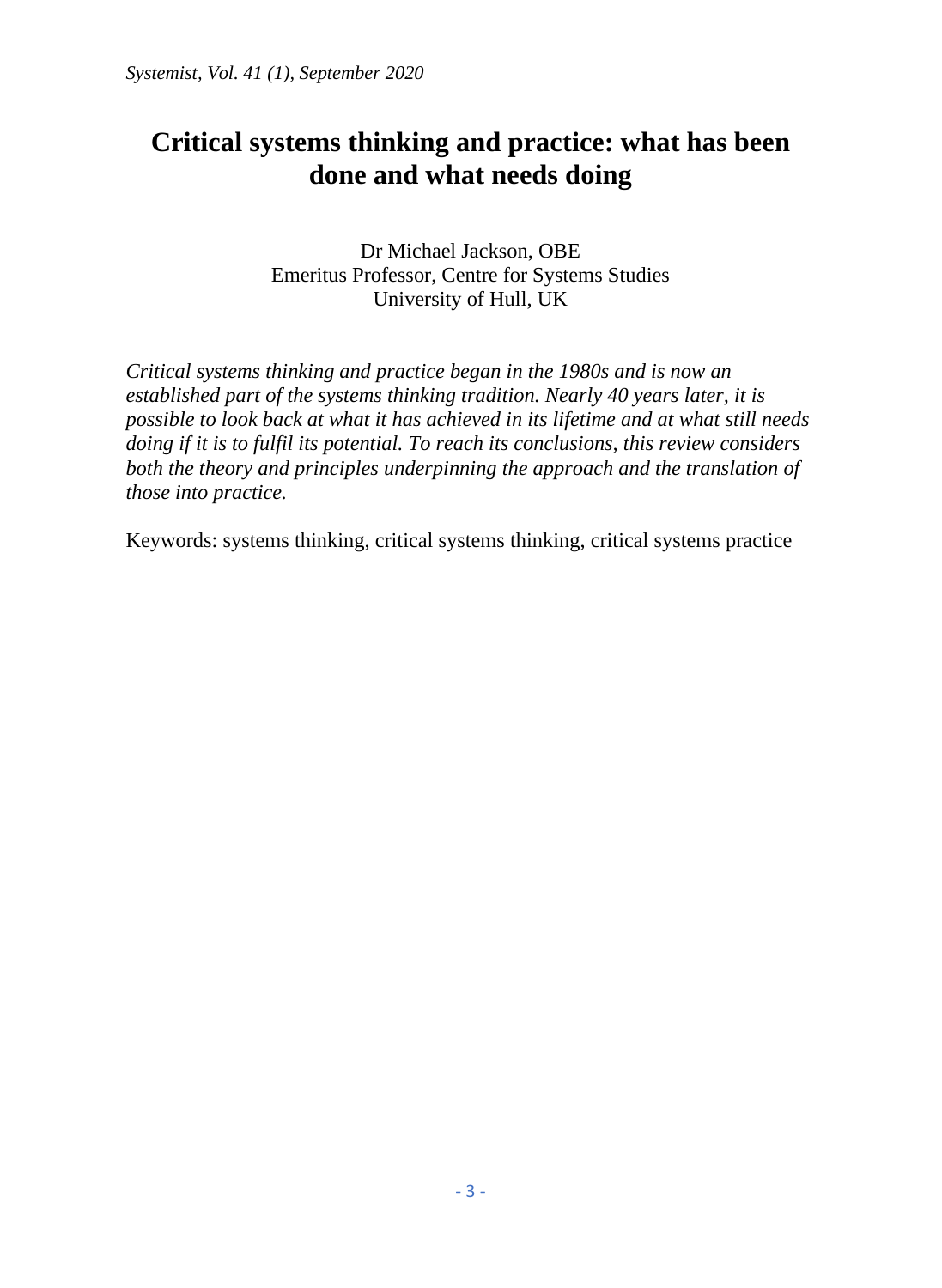# Critical systems thinking and practice: what has been done and what needs doing

Dr Michael Jackson, OBE
Emeritus Professor, Centre for Systems Studies
University of Hull, UK

*Critical systems thinking and practice began in the 1980s and is now an established part of the systems thinking tradition. Nearly 40 years later, it is possible to look back at what it has achieved in its lifetime and at what still needs doing if it is to fulfil its potential. To reach its conclusions, this review considers both the theory and principles underpinning the approach and the translation of those into practice.*

Keywords: systems thinking, critical systems thinking, critical systems practice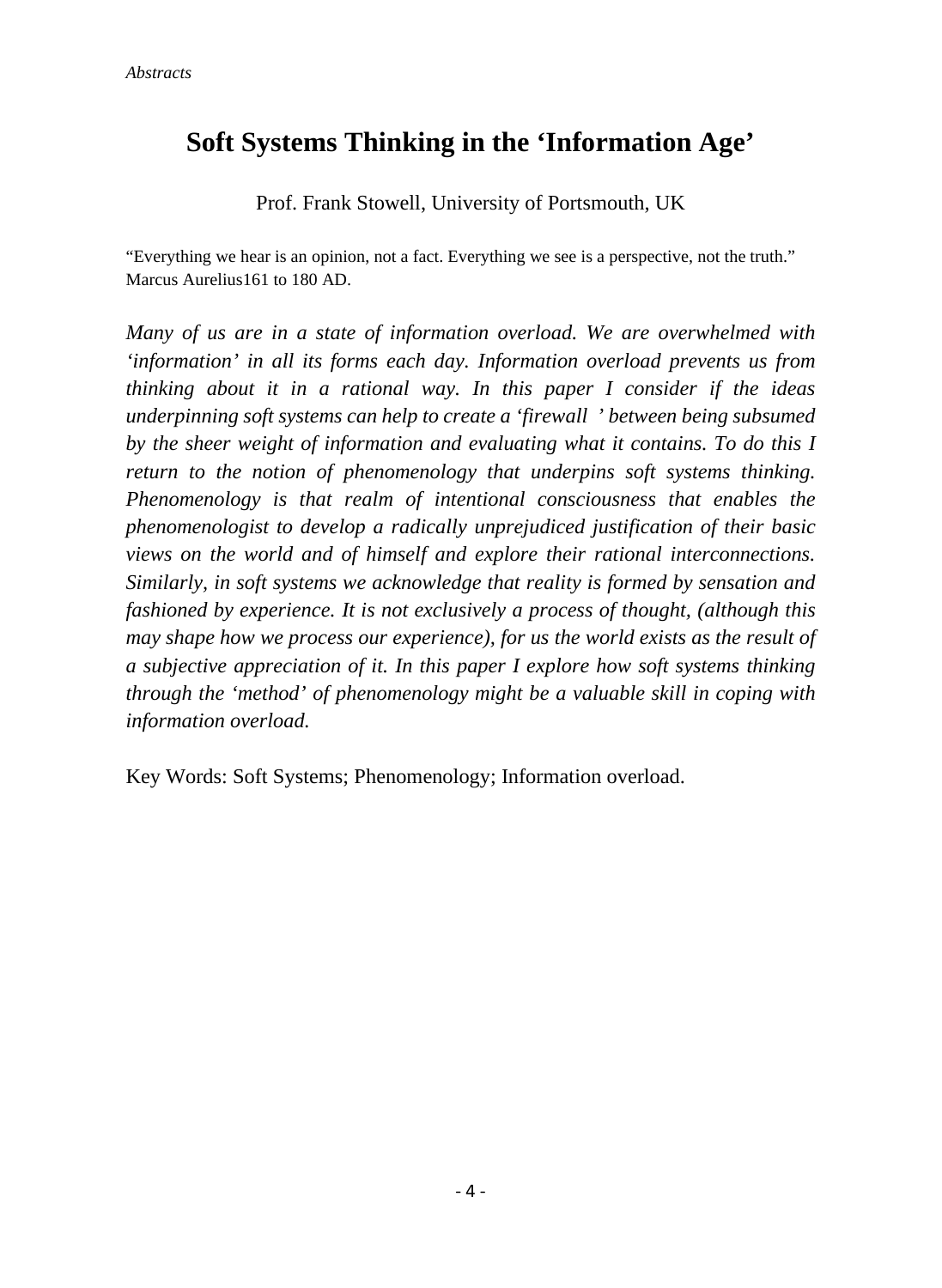# Soft Systems Thinking in the 'Information Age'

Prof. Frank Stowell, University of Portsmouth, UK

"Everything we hear is an opinion, not a fact. Everything we see is a perspective, not the truth." Marcus Aurelius161 to 180 AD.

*Many of us are in a state of information overload. We are overwhelmed with 'information' in all its forms each day. Information overload prevents us from thinking about it in a rational way. In this paper I consider if the ideas underpinning soft systems can help to create a 'firewall ' between being subsumed by the sheer weight of information and evaluating what it contains. To do this I return to the notion of phenomenology that underpins soft systems thinking. Phenomenology is that realm of intentional consciousness that enables the phenomenologist to develop a radically unprejudiced justification of their basic views on the world and of himself and explore their rational interconnections. Similarly, in soft systems we acknowledge that reality is formed by sensation and fashioned by experience. It is not exclusively a process of thought, (although this may shape how we process our experience), for us the world exists as the result of a subjective appreciation of it. In this paper I explore how soft systems thinking through the 'method' of phenomenology might be a valuable skill in coping with information overload.*

Key Words: Soft Systems; Phenomenology; Information overload.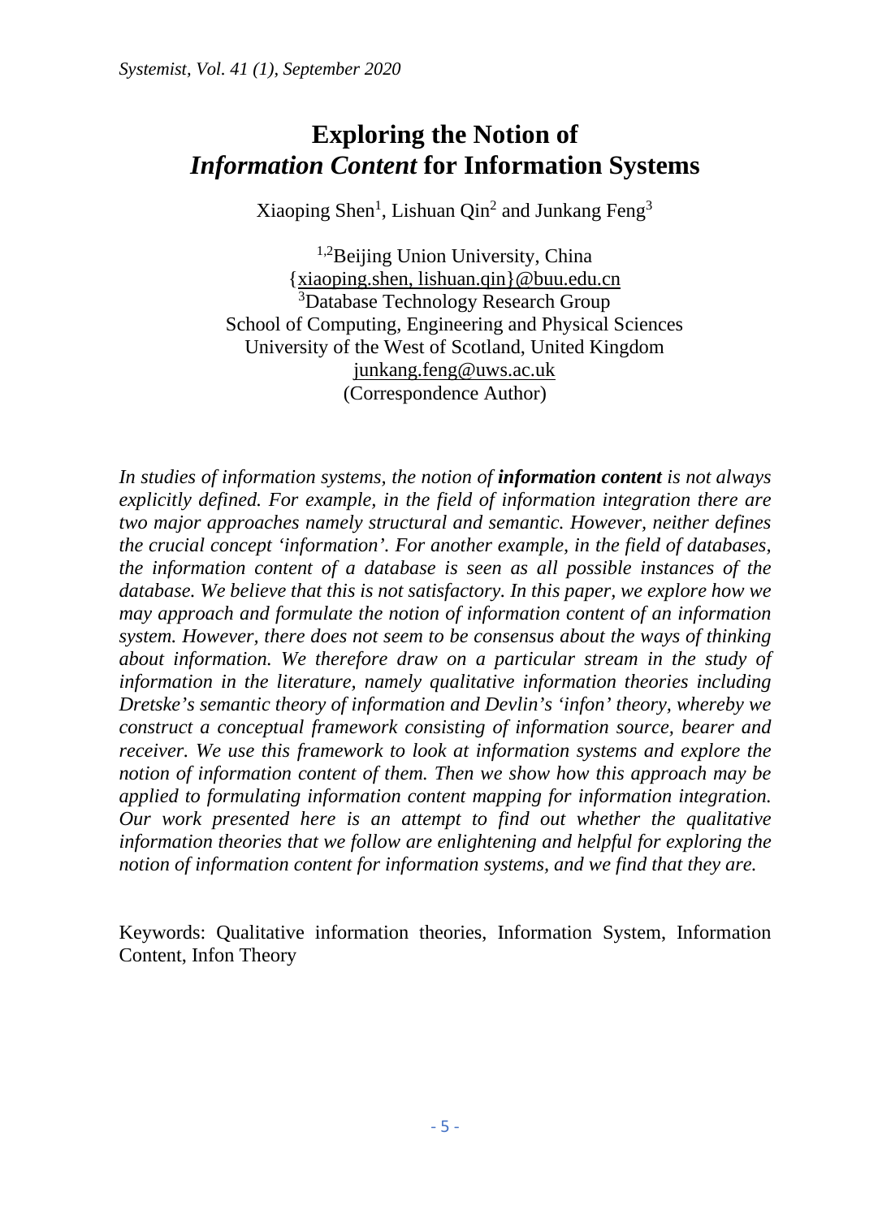# Exploring the Notion of *Information Content* for Information Systems

Xiaoping Shen[1], Lishuan Qin[2] and Junkang Feng[3]

[1,2]Beijing Union University, China
{xiaoping.shen, lishuan.qin}@buu.edu.cn
[3]Database Technology Research Group
School of Computing, Engineering and Physical Sciences
University of the West of Scotland, United Kingdom
junkang.feng@uws.ac.uk
(Correspondence Author)

*In studies of information systems, the notion of **information content** is not always explicitly defined. For example, in the field of information integration there are two major approaches namely structural and semantic. However, neither defines the crucial concept 'information'. For another example, in the field of databases, the information content of a database is seen as all possible instances of the database. We believe that this is not satisfactory. In this paper, we explore how we may approach and formulate the notion of information content of an information system. However, there does not seem to be consensus about the ways of thinking about information. We therefore draw on a particular stream in the study of information in the literature, namely qualitative information theories including Dretske's semantic theory of information and Devlin's 'infon' theory, whereby we construct a conceptual framework consisting of information source, bearer and receiver. We use this framework to look at information systems and explore the notion of information content of them. Then we show how this approach may be applied to formulating information content mapping for information integration. Our work presented here is an attempt to find out whether the qualitative information theories that we follow are enlightening and helpful for exploring the notion of information content for information systems, and we find that they are.*

Keywords: Qualitative information theories, Information System, Information Content, Infon Theory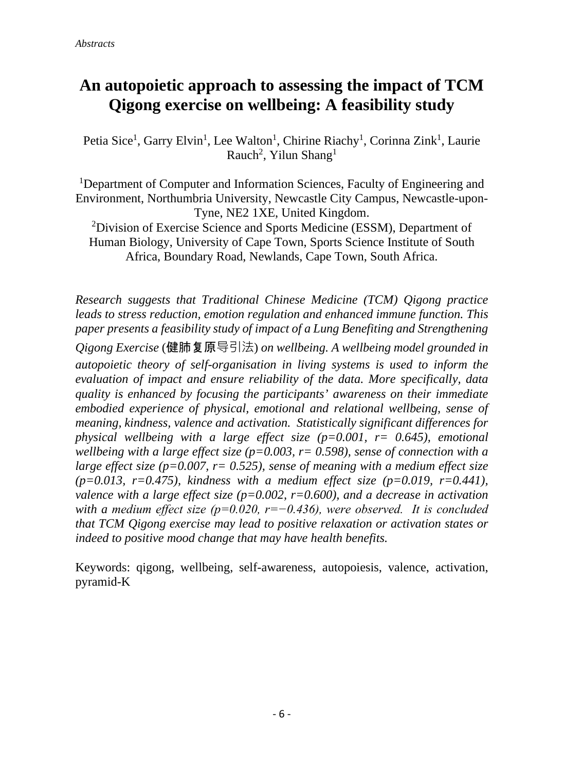# An autopoietic approach to assessing the impact of TCM Qigong exercise on wellbeing: A feasibility study

Petia Sice[1], Garry Elvin[1], Lee Walton[1], Chirine Riachy[1], Corinna Zink[1], Laurie Rauch[2], Yilun Shang[1]

[1]Department of Computer and Information Sciences, Faculty of Engineering and Environment, Northumbria University, Newcastle City Campus, Newcastle-upon-Tyne, NE2 1XE, United Kingdom.

[2]Division of Exercise Science and Sports Medicine (ESSM), Department of Human Biology, University of Cape Town, Sports Science Institute of South Africa, Boundary Road, Newlands, Cape Town, South Africa.

*Research suggests that Traditional Chinese Medicine (TCM) Qigong practice leads to stress reduction, emotion regulation and enhanced immune function. This paper presents a feasibility study of impact of a Lung Benefiting and Strengthening Qigong Exercise* (健肺复原导引法) *on wellbeing. A wellbeing model grounded in autopoietic theory of self-organisation in living systems is used to inform the evaluation of impact and ensure reliability of the data. More specifically, data quality is enhanced by focusing the participants' awareness on their immediate embodied experience of physical, emotional and relational wellbeing, sense of meaning, kindness, valence and activation. Statistically significant differences for physical wellbeing with a large effect size ($p=0.001$, $r= 0.645$), emotional wellbeing with a large effect size ($p=0.003$, $r= 0.598$), sense of connection with a large effect size ($p=0.007$, $r= 0.525$), sense of meaning with a medium effect size ($p=0.013$, $r=0.475$), kindness with a medium effect size ($p=0.019$, $r=0.441$), valence with a large effect size ($p=0.002$, $r=0.600$), and a decrease in activation with a medium effect size ($p=0.020$, $r=-0.436$), were observed. It is concluded that TCM Qigong exercise may lead to positive relaxation or activation states or indeed to positive mood change that may have health benefits.*

Keywords: qigong, wellbeing, self-awareness, autopoiesis, valence, activation, pyramid-K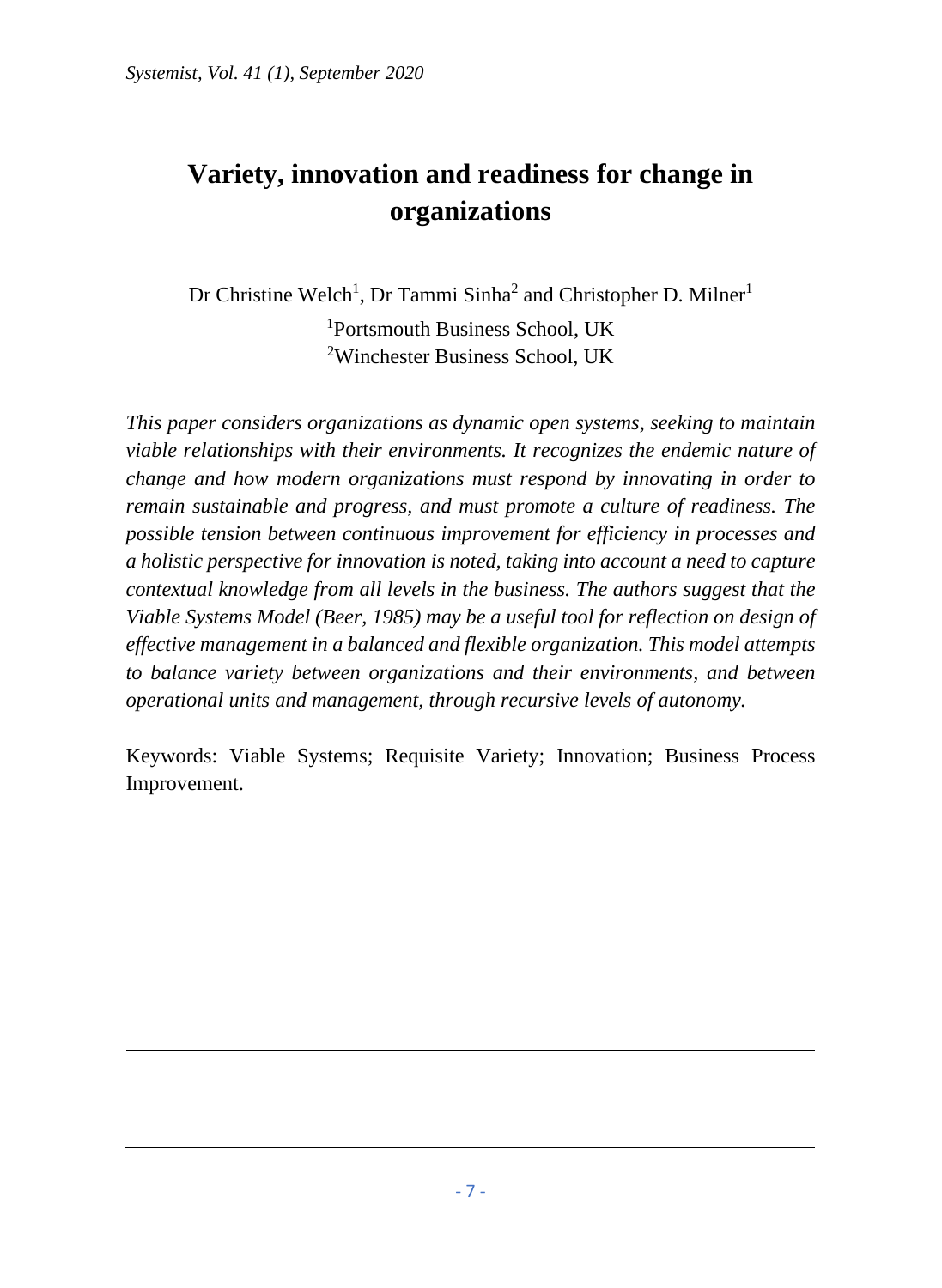# Variety, innovation and readiness for change in organizations

Dr Christine Welch[1], Dr Tammi Sinha[2] and Christopher D. Milner[1]

[1]Portsmouth Business School, UK
[2]Winchester Business School, UK

*This paper considers organizations as dynamic open systems, seeking to maintain viable relationships with their environments. It recognizes the endemic nature of change and how modern organizations must respond by innovating in order to remain sustainable and progress, and must promote a culture of readiness. The possible tension between continuous improvement for efficiency in processes and a holistic perspective for innovation is noted, taking into account a need to capture contextual knowledge from all levels in the business. The authors suggest that the Viable Systems Model (Beer, 1985) may be a useful tool for reflection on design of effective management in a balanced and flexible organization. This model attempts to balance variety between organizations and their environments, and between operational units and management, through recursive levels of autonomy.*

Keywords: Viable Systems; Requisite Variety; Innovation; Business Process Improvement.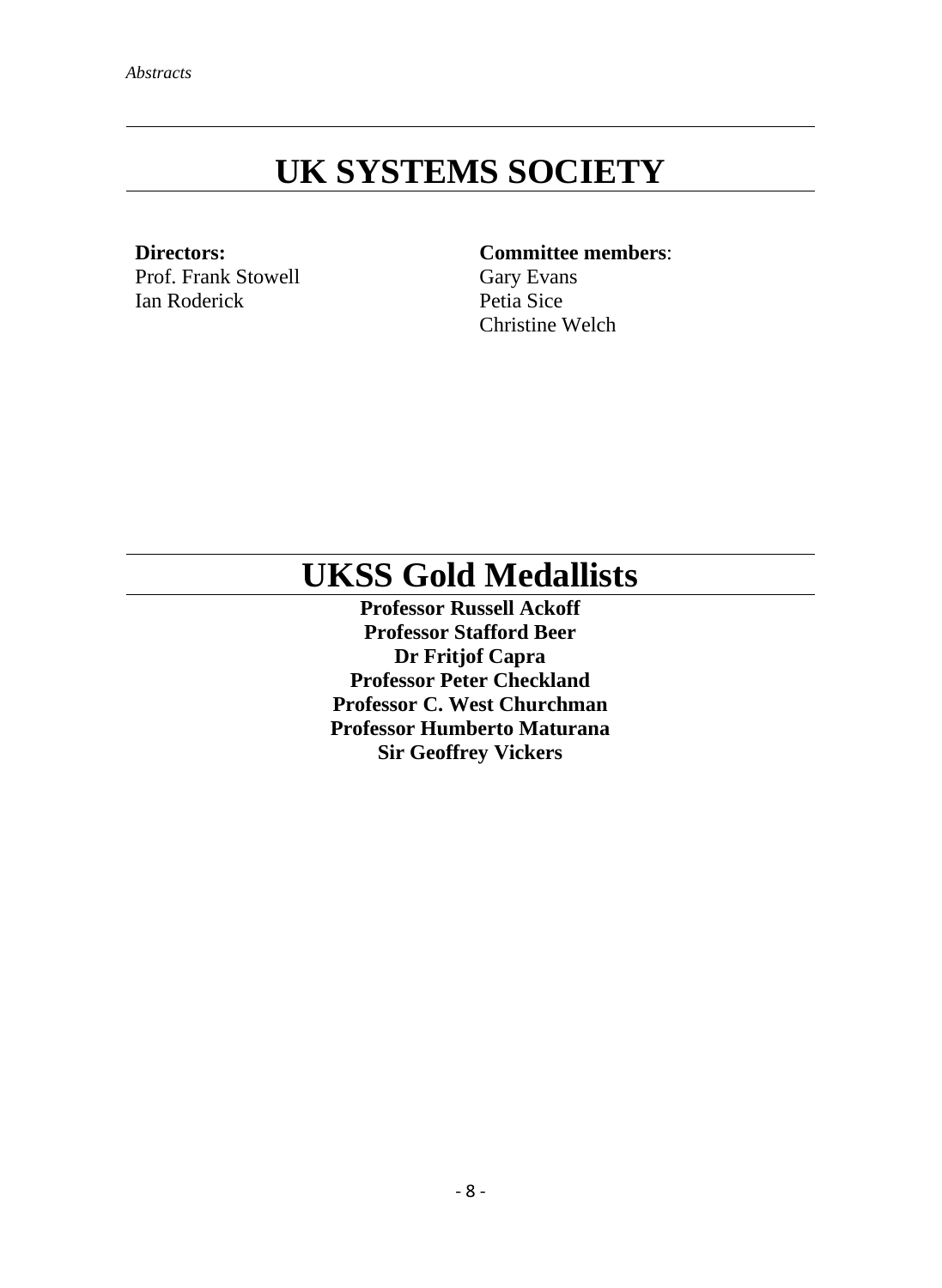# UK SYSTEMS SOCIETY

**Directors:**
Prof. Frank Stowell
Ian Roderick

**Committee members**:
Gary Evans
Petia Sice
Christine Welch

# UKSS Gold Medallists

**Professor Russell Ackoff**
**Professor Stafford Beer**
**Dr Fritjof Capra**
**Professor Peter Checkland**
**Professor C. West Churchman**
**Professor Humberto Maturana**
**Sir Geoffrey Vickers**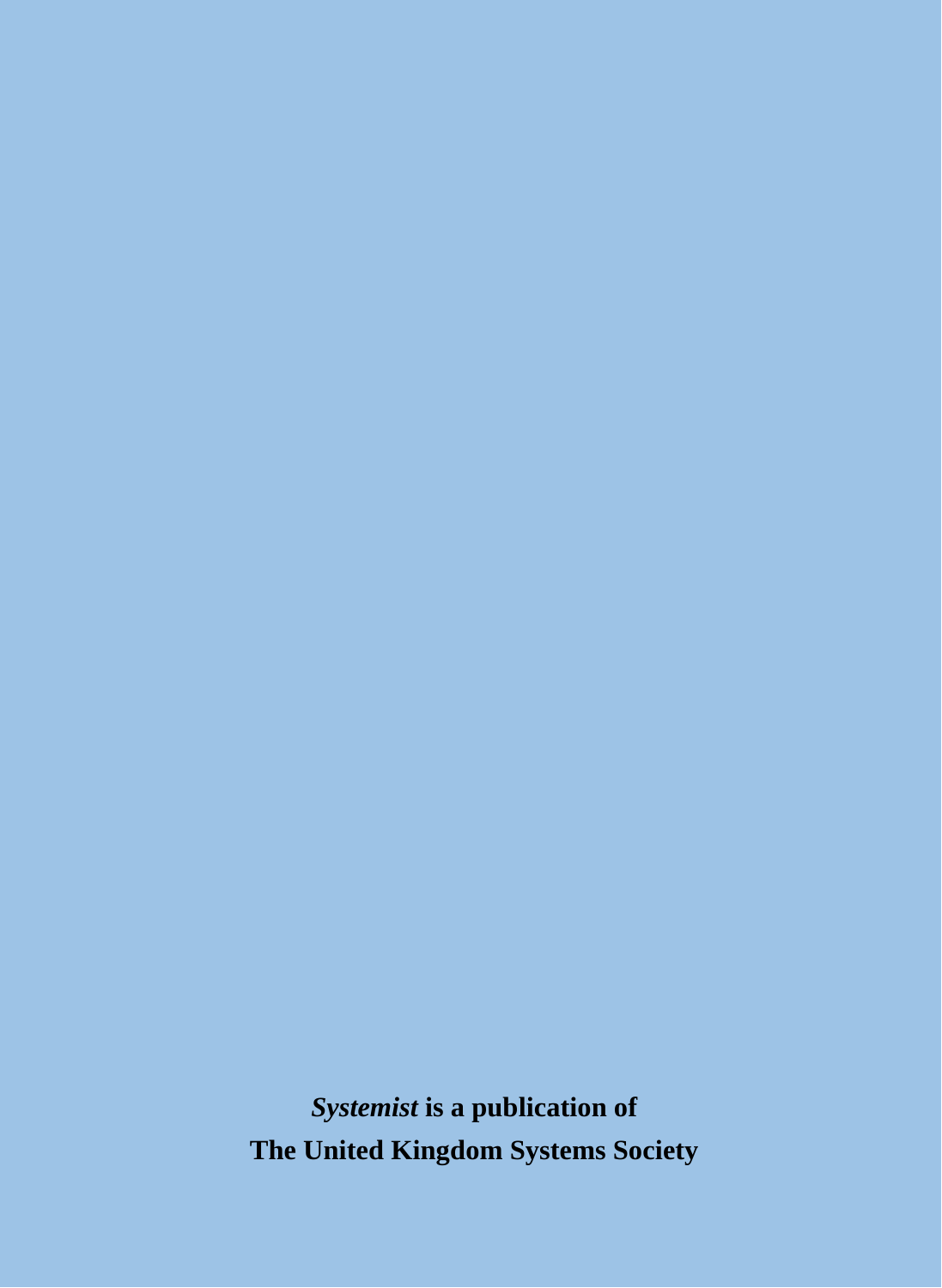***Systemist* is a publication of**

**The United Kingdom Systems Society**